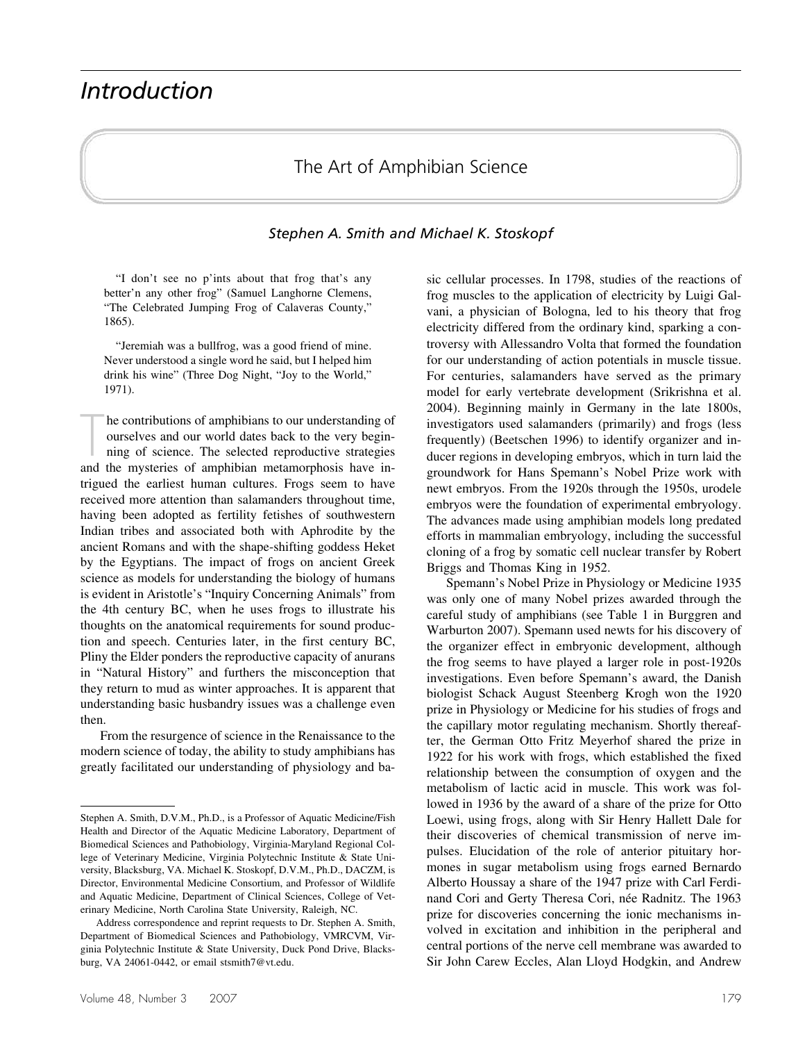# Introduction

## The Art of Amphibian Science

*Stephen A. Smith and Michael K. Stoskopf*

> "I don't see no p'ints about that frog that's any better'n any other frog" (Samuel Langhorne Clemens, "The Celebrated Jumping Frog of Calaveras County," 1865).

> "Jeremiah was a bullfrog, was a good friend of mine. Never understood a single word he said, but I helped him drink his wine" (Three Dog Night, "Joy to the World," 1971).

The contributions of amphibians to our understanding of ourselves and our world dates back to the very beginning of science. The selected reproductive strategies and the mysteries of amphibian metamorphosis have intrigued the earliest human cultures. Frogs seem to have received more attention than salamanders throughout time, having been adopted as fertility fetishes of southwestern Indian tribes and associated both with Aphrodite by the ancient Romans and with the shape-shifting goddess Heket by the Egyptians. The impact of frogs on ancient Greek science as models for understanding the biology of humans is evident in Aristotle's "Inquiry Concerning Animals" from the 4th century BC, when he uses frogs to illustrate his thoughts on the anatomical requirements for sound production and speech. Centuries later, in the first century BC, Pliny the Elder ponders the reproductive capacity of anurans in "Natural History" and furthers the misconception that they return to mud as winter approaches. It is apparent that understanding basic husbandry issues was a challenge even then.

From the resurgence of science in the Renaissance to the modern science of today, the ability to study amphibians has greatly facilitated our understanding of physiology and basic cellular processes. In 1798, studies of the reactions of frog muscles to the application of electricity by Luigi Galvani, a physician of Bologna, led to his theory that frog electricity differed from the ordinary kind, sparking a controversy with Allessandro Volta that formed the foundation for our understanding of action potentials in muscle tissue. For centuries, salamanders have served as the primary model for early vertebrate development (Srikrishna et al. 2004). Beginning mainly in Germany in the late 1800s, investigators used salamanders (primarily) and frogs (less frequently) (Beetschen 1996) to identify organizer and inducer regions in developing embryos, which in turn laid the groundwork for Hans Spemann's Nobel Prize work with newt embryos. From the 1920s through the 1950s, urodele embryos were the foundation of experimental embryology. The advances made using amphibian models long predated efforts in mammalian embryology, including the successful cloning of a frog by somatic cell nuclear transfer by Robert Briggs and Thomas King in 1952.

Spemann's Nobel Prize in Physiology or Medicine 1935 was only one of many Nobel prizes awarded through the careful study of amphibians (see Table 1 in Burggren and Warburton 2007). Spemann used newts for his discovery of the organizer effect in embryonic development, although the frog seems to have played a larger role in post-1920s investigations. Even before Spemann's award, the Danish biologist Schack August Steenberg Krogh won the 1920 prize in Physiology or Medicine for his studies of frogs and the capillary motor regulating mechanism. Shortly thereafter, the German Otto Fritz Meyerhof shared the prize in 1922 for his work with frogs, which established the fixed relationship between the consumption of oxygen and the metabolism of lactic acid in muscle. This work was followed in 1936 by the award of a share of the prize for Otto Loewi, using frogs, along with Sir Henry Hallett Dale for their discoveries of chemical transmission of nerve impulses. Elucidation of the role of anterior pituitary hormones in sugar metabolism using frogs earned Bernardo Alberto Houssay a share of the 1947 prize with Carl Ferdinand Cori and Gerty Theresa Cori, née Radnitz. The 1963 prize for discoveries concerning the ionic mechanisms involved in excitation and inhibition in the peripheral and central portions of the nerve cell membrane was awarded to Sir John Carew Eccles, Alan Lloyd Hodgkin, and Andrew

---

Stephen A. Smith, D.V.M., Ph.D., is a Professor of Aquatic Medicine/Fish Health and Director of the Aquatic Medicine Laboratory, Department of Biomedical Sciences and Pathobiology, Virginia-Maryland Regional College of Veterinary Medicine, Virginia Polytechnic Institute & State University, Blacksburg, VA. Michael K. Stoskopf, D.V.M., Ph.D., DACZM, is Director, Environmental Medicine Consortium, and Professor of Wildlife and Aquatic Medicine, Department of Clinical Sciences, College of Veterinary Medicine, North Carolina State University, Raleigh, NC.

Address correspondence and reprint requests to Dr. Stephen A. Smith, Department of Biomedical Sciences and Pathobiology, VMRCVM, Virginia Polytechnic Institute & State University, Duck Pond Drive, Blacksburg, VA 24061-0442, or email stsmith7@vt.edu.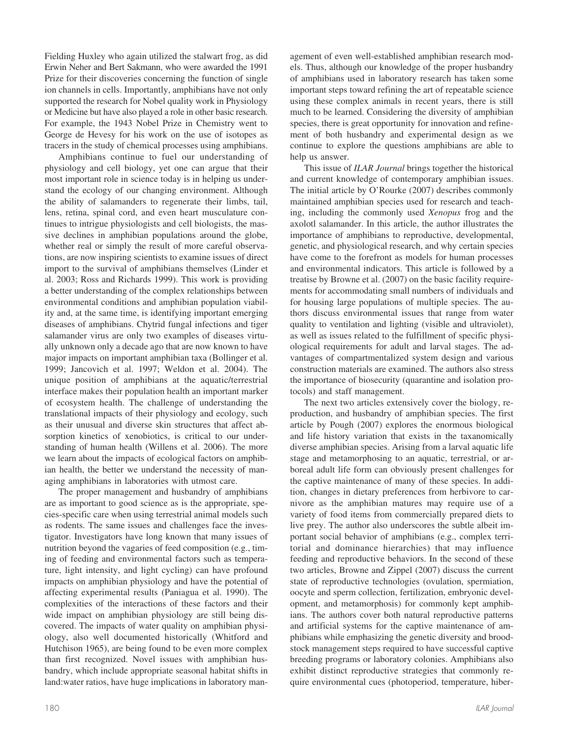Fielding Huxley who again utilized the stalwart frog, as did Erwin Neher and Bert Sakmann, who were awarded the 1991 Prize for their discoveries concerning the function of single ion channels in cells. Importantly, amphibians have not only supported the research for Nobel quality work in Physiology or Medicine but have also played a role in other basic research. For example, the 1943 Nobel Prize in Chemistry went to George de Hevesy for his work on the use of isotopes as tracers in the study of chemical processes using amphibians.

Amphibians continue to fuel our understanding of physiology and cell biology, yet one can argue that their most important role in science today is in helping us understand the ecology of our changing environment. Although the ability of salamanders to regenerate their limbs, tail, lens, retina, spinal cord, and even heart musculature continues to intrigue physiologists and cell biologists, the massive declines in amphibian populations around the globe, whether real or simply the result of more careful observations, are now inspiring scientists to examine issues of direct import to the survival of amphibians themselves (Linder et al. 2003; Ross and Richards 1999). This work is providing a better understanding of the complex relationships between environmental conditions and amphibian population viability and, at the same time, is identifying important emerging diseases of amphibians. Chytrid fungal infections and tiger salamander virus are only two examples of diseases virtually unknown only a decade ago that are now known to have major impacts on important amphibian taxa (Bollinger et al. 1999; Jancovich et al. 1997; Weldon et al. 2004). The unique position of amphibians at the aquatic/terrestrial interface makes their population health an important marker of ecosystem health. The challenge of understanding the translational impacts of their physiology and ecology, such as their unusual and diverse skin structures that affect absorption kinetics of xenobiotics, is critical to our understanding of human health (Willens et al. 2006). The more we learn about the impacts of ecological factors on amphibian health, the better we understand the necessity of managing amphibians in laboratories with utmost care.

The proper management and husbandry of amphibians are as important to good science as is the appropriate, species-specific care when using terrestrial animal models such as rodents. The same issues and challenges face the investigator. Investigators have long known that many issues of nutrition beyond the vagaries of feed composition (e.g., timing of feeding and environmental factors such as temperature, light intensity, and light cycling) can have profound impacts on amphibian physiology and have the potential of affecting experimental results (Paniagua et al. 1990). The complexities of the interactions of these factors and their wide impact on amphibian physiology are still being discovered. The impacts of water quality on amphibian physiology, also well documented historically (Whitford and Hutchison 1965), are being found to be even more complex than first recognized. Novel issues with amphibian husbandry, which include appropriate seasonal habitat shifts in land:water ratios, have huge implications in laboratory management of even well-established amphibian research models. Thus, although our knowledge of the proper husbandry of amphibians used in laboratory research has taken some important steps toward refining the art of repeatable science using these complex animals in recent years, there is still much to be learned. Considering the diversity of amphibian species, there is great opportunity for innovation and refinement of both husbandry and experimental design as we continue to explore the questions amphibians are able to help us answer.

This issue of *ILAR Journal* brings together the historical and current knowledge of contemporary amphibian issues. The initial article by O'Rourke (2007) describes commonly maintained amphibian species used for research and teaching, including the commonly used *Xenopus* frog and the axolotl salamander. In this article, the author illustrates the importance of amphibians to reproductive, developmental, genetic, and physiological research, and why certain species have come to the forefront as models for human processes and environmental indicators. This article is followed by a treatise by Browne et al. (2007) on the basic facility requirements for accommodating small numbers of individuals and for housing large populations of multiple species. The authors discuss environmental issues that range from water quality to ventilation and lighting (visible and ultraviolet), as well as issues related to the fulfillment of specific physiological requirements for adult and larval stages. The advantages of compartmentalized system design and various construction materials are examined. The authors also stress the importance of biosecurity (quarantine and isolation protocols) and staff management.

The next two articles extensively cover the biology, reproduction, and husbandry of amphibian species. The first article by Pough (2007) explores the enormous biological and life history variation that exists in the taxanomically diverse amphibian species. Arising from a larval aquatic life stage and metamorphosing to an aquatic, terrestrial, or arboreal adult life form can obviously present challenges for the captive maintenance of many of these species. In addition, changes in dietary preferences from herbivore to carnivore as the amphibian matures may require use of a variety of food items from commercially prepared diets to live prey. The author also underscores the subtle albeit important social behavior of amphibians (e.g., complex territorial and dominance hierarchies) that may influence feeding and reproductive behaviors. In the second of these two articles, Browne and Zippel (2007) discuss the current state of reproductive technologies (ovulation, spermiation, oocyte and sperm collection, fertilization, embryonic development, and metamorphosis) for commonly kept amphibians. The authors cover both natural reproductive patterns and artificial systems for the captive maintenance of amphibians while emphasizing the genetic diversity and broodstock management steps required to have successful captive breeding programs or laboratory colonies. Amphibians also exhibit distinct reproductive strategies that commonly require environmental cues (photoperiod, temperature, hiber-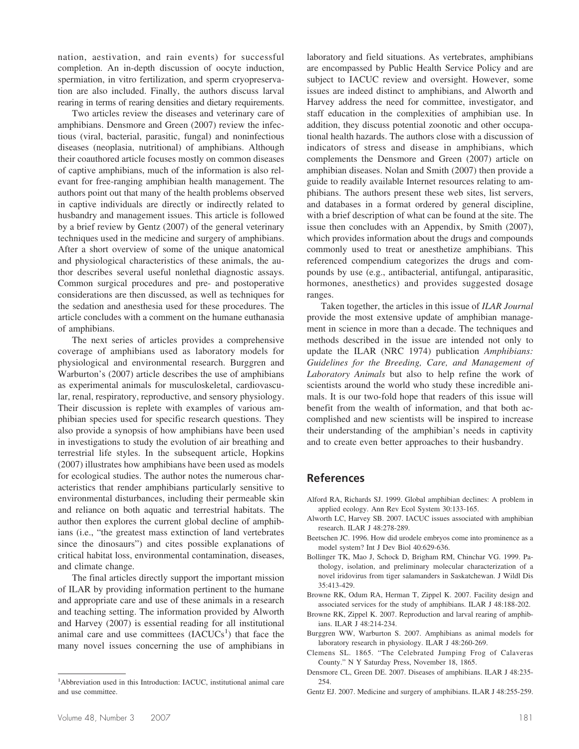nation, aestivation, and rain events) for successful completion. An in-depth discussion of oocyte induction, spermiation, in vitro fertilization, and sperm cryopreservation are also included. Finally, the authors discuss larval rearing in terms of rearing densities and dietary requirements.

Two articles review the diseases and veterinary care of amphibians. Densmore and Green (2007) review the infectious (viral, bacterial, parasitic, fungal) and noninfectious diseases (neoplasia, nutritional) of amphibians. Although their coauthored article focuses mostly on common diseases of captive amphibians, much of the information is also relevant for free-ranging amphibian health management. The authors point out that many of the health problems observed in captive individuals are directly or indirectly related to husbandry and management issues. This article is followed by a brief review by Gentz (2007) of the general veterinary techniques used in the medicine and surgery of amphibians. After a short overview of some of the unique anatomical and physiological characteristics of these animals, the author describes several useful nonlethal diagnostic assays. Common surgical procedures and pre- and postoperative considerations are then discussed, as well as techniques for the sedation and anesthesia used for these procedures. The article concludes with a comment on the humane euthanasia of amphibians.

The next series of articles provides a comprehensive coverage of amphibians used as laboratory models for physiological and environmental research. Burggren and Warburton's (2007) article describes the use of amphibians as experimental animals for musculoskeletal, cardiovascular, renal, respiratory, reproductive, and sensory physiology. Their discussion is replete with examples of various amphibian species used for specific research questions. They also provide a synopsis of how amphibians have been used in investigations to study the evolution of air breathing and terrestrial life styles. In the subsequent article, Hopkins (2007) illustrates how amphibians have been used as models for ecological studies. The author notes the numerous characteristics that render amphibians particularly sensitive to environmental disturbances, including their permeable skin and reliance on both aquatic and terrestrial habitats. The author then explores the current global decline of amphibians (i.e., "the greatest mass extinction of land vertebrates since the dinosaurs") and cites possible explanations of critical habitat loss, environmental contamination, diseases, and climate change.

The final articles directly support the important mission of ILAR by providing information pertinent to the humane and appropriate care and use of these animals in a research and teaching setting. The information provided by Alworth and Harvey (2007) is essential reading for all institutional animal care and use committees (IACUCs[1]) that face the many novel issues concerning the use of amphibians in laboratory and field situations. As vertebrates, amphibians are encompassed by Public Health Service Policy and are subject to IACUC review and oversight. However, some issues are indeed distinct to amphibians, and Alworth and Harvey address the need for committee, investigator, and staff education in the complexities of amphibian use. In addition, they discuss potential zoonotic and other occupational health hazards. The authors close with a discussion of indicators of stress and disease in amphibians, which complements the Densmore and Green (2007) article on amphibian diseases. Nolan and Smith (2007) then provide a guide to readily available Internet resources relating to amphibians. The authors present these web sites, list servers, and databases in a format ordered by general discipline, with a brief description of what can be found at the site. The issue then concludes with an Appendix, by Smith (2007), which provides information about the drugs and compounds commonly used to treat or anesthetize amphibians. This referenced compendium categorizes the drugs and compounds by use (e.g., antibacterial, antifungal, antiparasitic, hormones, anesthetics) and provides suggested dosage ranges.

Taken together, the articles in this issue of *ILAR Journal* provide the most extensive update of amphibian management in science in more than a decade. The techniques and methods described in the issue are intended not only to update the ILAR (NRC 1974) publication *Amphibians: Guidelines for the Breeding, Care, and Management of Laboratory Animals* but also to help refine the work of scientists around the world who study these incredible animals. It is our two-fold hope that readers of this issue will benefit from the wealth of information, and that both accomplished and new scientists will be inspired to increase their understanding of the amphibian's needs in captivity and to create even better approaches to their husbandry.

[1]Abbreviation used in this Introduction: IACUC, institutional animal care and use committee.

## References

Alford RA, Richards SJ. 1999. Global amphibian declines: A problem in applied ecology. Ann Rev Ecol System 30:133-165.

Alworth LC, Harvey SB. 2007. IACUC issues associated with amphibian research. ILAR J 48:278-289.

Beetschen JC. 1996. How did urodele embryos come into prominence as a model system? Int J Dev Biol 40:629-636.

Bollinger TK, Mao J, Schock D, Brigham RM, Chinchar VG. 1999. Pathology, isolation, and preliminary molecular characterization of a novel iridovirus from tiger salamanders in Saskatchewan. J Wildl Dis 35:413-429.

Browne RK, Odum RA, Herman T, Zippel K. 2007. Facility design and associated services for the study of amphibians. ILAR J 48:188-202.

Browne RK, Zippel K. 2007. Reproduction and larval rearing of amphibians. ILAR J 48:214-234.

Burggren WW, Warburton S. 2007. Amphibians as animal models for laboratory research in physiology. ILAR J 48:260-269.

Clemens SL. 1865. "The Celebrated Jumping Frog of Calaveras County." N Y Saturday Press, November 18, 1865.

Densmore CL, Green DE. 2007. Diseases of amphibians. ILAR J 48:235-254.

Gentz EJ. 2007. Medicine and surgery of amphibians. ILAR J 48:255-259.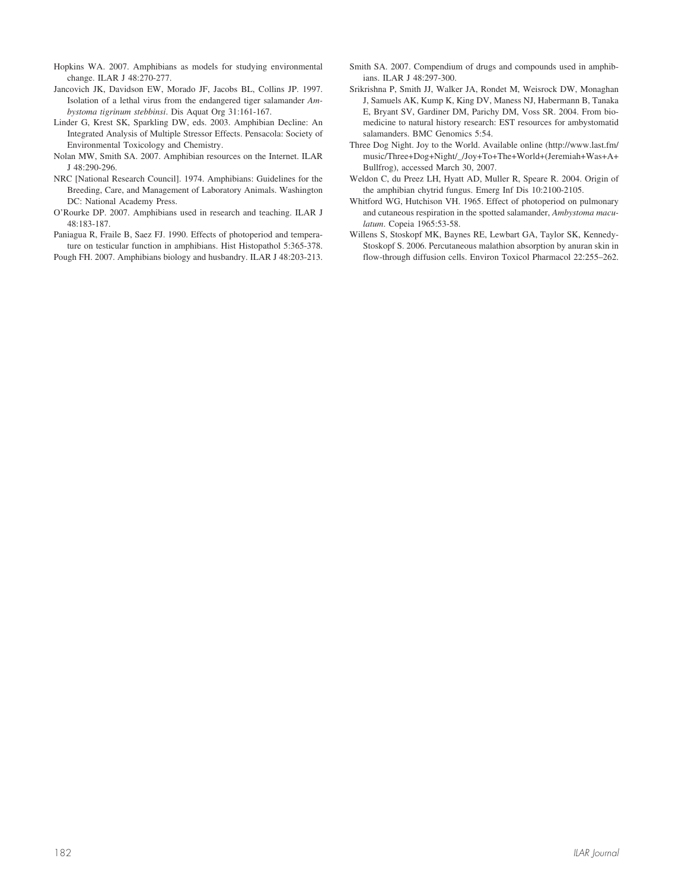Hopkins WA. 2007. Amphibians as models for studying environmental change. ILAR J 48:270-277.

Jancovich JK, Davidson EW, Morado JF, Jacobs BL, Collins JP. 1997. Isolation of a lethal virus from the endangered tiger salamander *Ambystoma tigrinum stebbinsi*. Dis Aquat Org 31:161-167.

Linder G, Krest SK, Sparkling DW, eds. 2003. Amphibian Decline: An Integrated Analysis of Multiple Stressor Effects. Pensacola: Society of Environmental Toxicology and Chemistry.

Nolan MW, Smith SA. 2007. Amphibian resources on the Internet. ILAR J 48:290-296.

NRC [National Research Council]. 1974. Amphibians: Guidelines for the Breeding, Care, and Management of Laboratory Animals. Washington DC: National Academy Press.

O'Rourke DP. 2007. Amphibians used in research and teaching. ILAR J 48:183-187.

Paniagua R, Fraile B, Saez FJ. 1990. Effects of photoperiod and temperature on testicular function in amphibians. Hist Histopathol 5:365-378.

Pough FH. 2007. Amphibians biology and husbandry. ILAR J 48:203-213.

Smith SA. 2007. Compendium of drugs and compounds used in amphibians. ILAR J 48:297-300.

Srikrishna P, Smith JJ, Walker JA, Rondet M, Weisrock DW, Monaghan J, Samuels AK, Kump K, King DV, Maness NJ, Habermann B, Tanaka E, Bryant SV, Gardiner DM, Parichy DM, Voss SR. 2004. From biomedicine to natural history research: EST resources for ambystomatid salamanders. BMC Genomics 5:54.

Three Dog Night. Joy to the World. Available online (http://www.last.fm/music/Three+Dog+Night/_/Joy+To+The+World+(Jeremiah+Was+A+Bullfrog), accessed March 30, 2007.

Weldon C, du Preez LH, Hyatt AD, Muller R, Speare R. 2004. Origin of the amphibian chytrid fungus. Emerg Inf Dis 10:2100-2105.

Whitford WG, Hutchison VH. 1965. Effect of photoperiod on pulmonary and cutaneous respiration in the spotted salamander, *Ambystoma maculatum*. Copeia 1965:53-58.

Willens S, Stoskopf MK, Baynes RE, Lewbart GA, Taylor SK, Kennedy-Stoskopf S. 2006. Percutaneous malathion absorption by anuran skin in flow-through diffusion cells. Environ Toxicol Pharmacol 22:255–262.